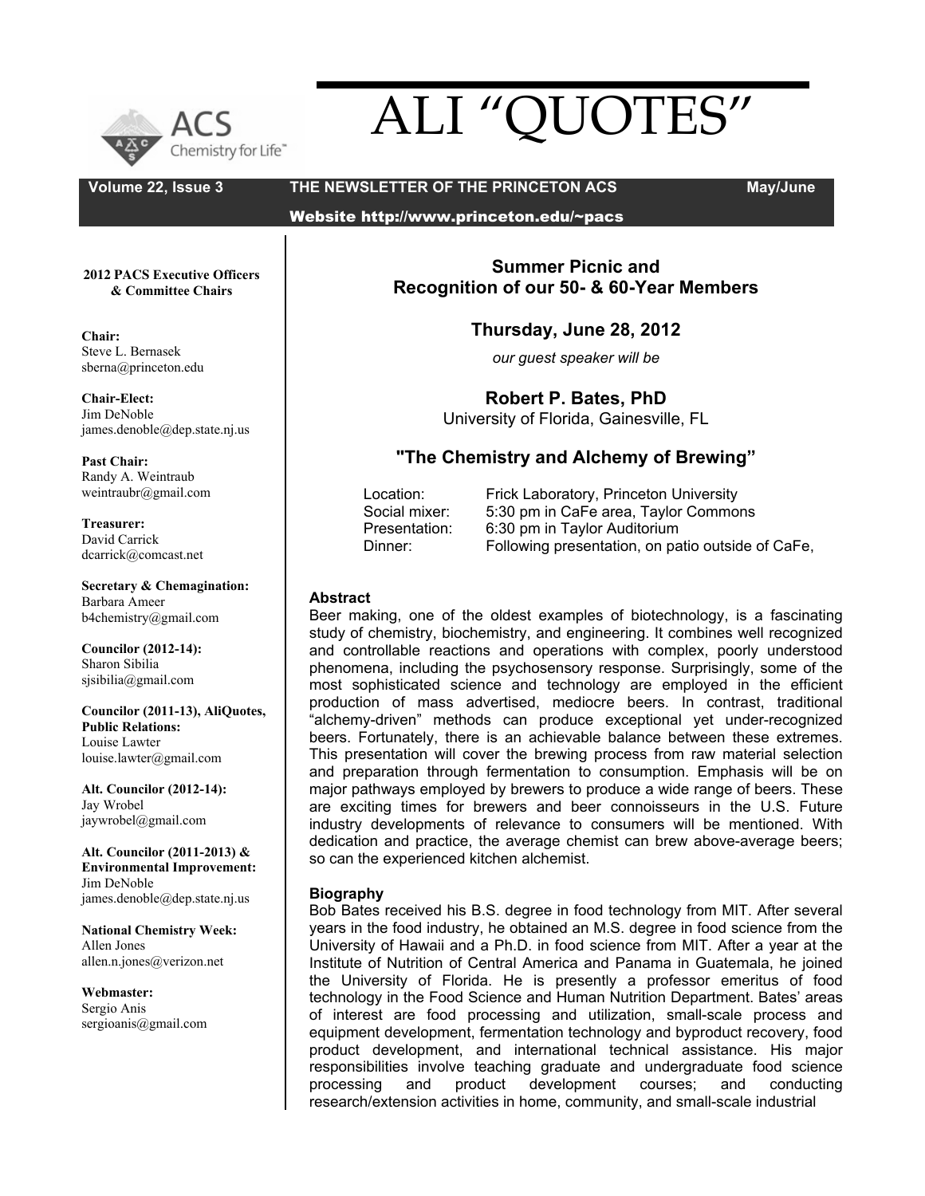# ALI "QUOTES"

**Volume 22, Issue 3** **THE NEWSLETTER OF THE PRINCETON ACS** **May/June**

**Website http://www.princeton.edu/~pacs**

**2012 PACS Executive Officers & Committee Chairs**

**Chair:**
Steve L. Bernasek
sberna@princeton.edu

**Chair-Elect:**
Jim DeNoble
james.denoble@dep.state.nj.us

**Past Chair:**
Randy A. Weintraub
weintraubr@gmail.com

**Treasurer:**
David Carrick
dcarrick@comcast.net

**Secretary & Chemagination:**
Barbara Ameer
b4chemistry@gmail.com

**Councilor (2012-14):**
Sharon Sibilia
sjsibilia@gmail.com

**Councilor (2011-13), AliQuotes, Public Relations:**
Louise Lawter
louise.lawter@gmail.com

**Alt. Councilor (2012-14):**
Jay Wrobel
jaywrobel@gmail.com

**Alt. Councilor (2011-2013) & Environmental Improvement:**
Jim DeNoble
james.denoble@dep.state.nj.us

**National Chemistry Week:**
Allen Jones
allen.n.jones@verizon.net

**Webmaster:**
Sergio Anis
sergioanis@gmail.com

## Summer Picnic and Recognition of our 50- & 60-Year Members

### Thursday, June 28, 2012

*our guest speaker will be*

### Robert P. Bates, PhD

University of Florida, Gainesville, FL

### "The Chemistry and Alchemy of Brewing"

| | |
|---|---|
| Location: | Frick Laboratory, Princeton University |
| Social mixer: | 5:30 pm in CaFe area, Taylor Commons |
| Presentation: | 6:30 pm in Taylor Auditorium |
| Dinner: | Following presentation, on patio outside of CaFe, |

**Abstract**

Beer making, one of the oldest examples of biotechnology, is a fascinating study of chemistry, biochemistry, and engineering. It combines well recognized and controllable reactions and operations with complex, poorly understood phenomena, including the psychosensory response. Surprisingly, some of the most sophisticated science and technology are employed in the efficient production of mass advertised, mediocre beers. In contrast, traditional "alchemy-driven" methods can produce exceptional yet under-recognized beers. Fortunately, there is an achievable balance between these extremes. This presentation will cover the brewing process from raw material selection and preparation through fermentation to consumption. Emphasis will be on major pathways employed by brewers to produce a wide range of beers. These are exciting times for brewers and beer connoisseurs in the U.S. Future industry developments of relevance to consumers will be mentioned. With dedication and practice, the average chemist can brew above-average beers; so can the experienced kitchen alchemist.

**Biography**

Bob Bates received his B.S. degree in food technology from MIT. After several years in the food industry, he obtained an M.S. degree in food science from the University of Hawaii and a Ph.D. in food science from MIT. After a year at the Institute of Nutrition of Central America and Panama in Guatemala, he joined the University of Florida. He is presently a professor emeritus of food technology in the Food Science and Human Nutrition Department. Bates' areas of interest are food processing and utilization, small-scale process and equipment development, fermentation technology and byproduct recovery, food product development, and international technical assistance. His major responsibilities involve teaching graduate and undergraduate food science processing and product development courses; and conducting research/extension activities in home, community, and small-scale industrial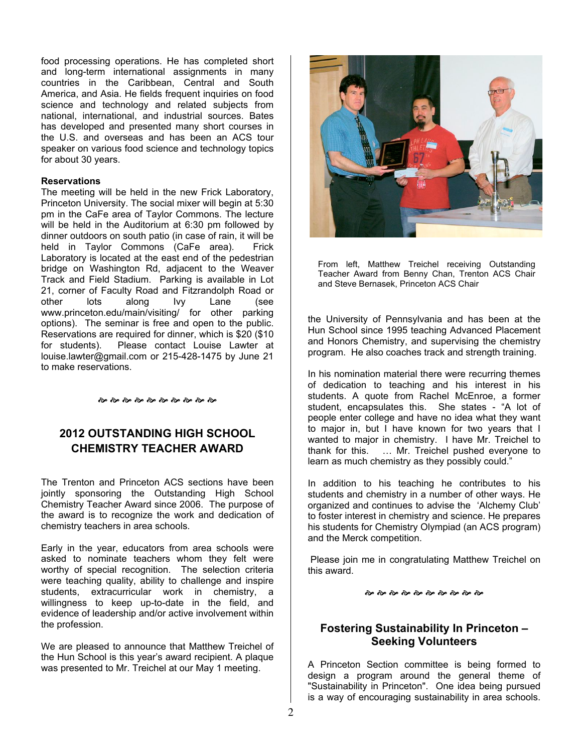food processing operations. He has completed short and long-term international assignments in many countries in the Caribbean, Central and South America, and Asia. He fields frequent inquiries on food science and technology and related subjects from national, international, and industrial sources. Bates has developed and presented many short courses in the U.S. and overseas and has been an ACS tour speaker on various food science and technology topics for about 30 years.

**Reservations**

The meeting will be held in the new Frick Laboratory, Princeton University. The social mixer will begin at 5:30 pm in the CaFe area of Taylor Commons. The lecture will be held in the Auditorium at 6:30 pm followed by dinner outdoors on south patio (in case of rain, it will be held in Taylor Commons (CaFe area). Frick Laboratory is located at the east end of the pedestrian bridge on Washington Rd, adjacent to the Weaver Track and Field Stadium. Parking is available in Lot 21, corner of Faculty Road and Fitzrandolph Road or other lots along Ivy Lane (see www.princeton.edu/main/visiting/ for other parking options). The seminar is free and open to the public. Reservations are required for dinner, which is $20 ($10 for students). Please contact Louise Lawter at louise.lawter@gmail.com or 215-428-1475 by June 21 to make reservations.

## 2012 OUTSTANDING HIGH SCHOOL CHEMISTRY TEACHER AWARD

The Trenton and Princeton ACS sections have been jointly sponsoring the Outstanding High School Chemistry Teacher Award since 2006. The purpose of the award is to recognize the work and dedication of chemistry teachers in area schools.

Early in the year, educators from area schools were asked to nominate teachers whom they felt were worthy of special recognition. The selection criteria were teaching quality, ability to challenge and inspire students, extracurricular work in chemistry, a willingness to keep up-to-date in the field, and evidence of leadership and/or active involvement within the profession.

We are pleased to announce that Matthew Treichel of the Hun School is this year's award recipient. A plaque was presented to Mr. Treichel at our May 1 meeting.

From left, Matthew Treichel receiving Outstanding Teacher Award from Benny Chan, Trenton ACS Chair and Steve Bernasek, Princeton ACS Chair

the University of Pennsylvania and has been at the Hun School since 1995 teaching Advanced Placement and Honors Chemistry, and supervising the chemistry program. He also coaches track and strength training.

In his nomination material there were recurring themes of dedication to teaching and his interest in his students. A quote from Rachel McEnroe, a former student, encapsulates this. She states - "A lot of people enter college and have no idea what they want to major in, but I have known for two years that I wanted to major in chemistry. I have Mr. Treichel to thank for this. … Mr. Treichel pushed everyone to learn as much chemistry as they possibly could."

In addition to his teaching he contributes to his students and chemistry in a number of other ways. He organized and continues to advise the 'Alchemy Club' to foster interest in chemistry and science. He prepares his students for Chemistry Olympiad (an ACS program) and the Merck competition.

Please join me in congratulating Matthew Treichel on this award.

## Fostering Sustainability In Princeton – Seeking Volunteers

A Princeton Section committee is being formed to design a program around the general theme of "Sustainability in Princeton". One idea being pursued is a way of encouraging sustainability in area schools.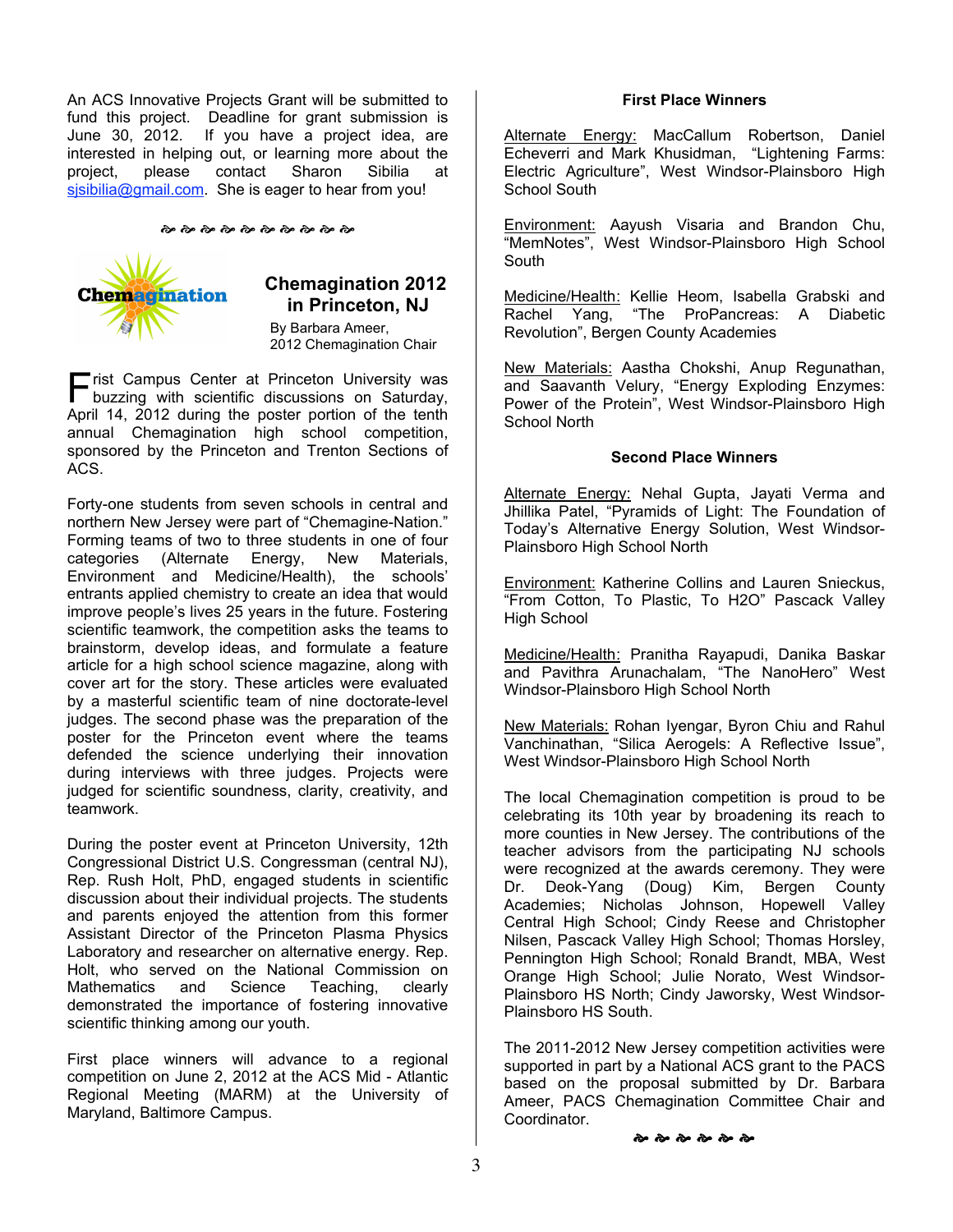An ACS Innovative Projects Grant will be submitted to fund this project. Deadline for grant submission is June 30, 2012. If you have a project idea, are interested in helping out, or learning more about the project, please contact Sharon Sibilia at sjsibilia@gmail.com. She is eager to hear from you!

## Chemagination 2012 in Princeton, NJ

By Barbara Ameer,
2012 Chemagination Chair

First Campus Center at Princeton University was buzzing with scientific discussions on Saturday, April 14, 2012 during the poster portion of the tenth annual Chemagination high school competition, sponsored by the Princeton and Trenton Sections of ACS.

Forty-one students from seven schools in central and northern New Jersey were part of "Chemagine-Nation." Forming teams of two to three students in one of four categories (Alternate Energy, New Materials, Environment and Medicine/Health), the schools' entrants applied chemistry to create an idea that would improve people's lives 25 years in the future. Fostering scientific teamwork, the competition asks the teams to brainstorm, develop ideas, and formulate a feature article for a high school science magazine, along with cover art for the story. These articles were evaluated by a masterful scientific team of nine doctorate-level judges. The second phase was the preparation of the poster for the Princeton event where the teams defended the science underlying their innovation during interviews with three judges. Projects were judged for scientific soundness, clarity, creativity, and teamwork.

During the poster event at Princeton University, 12th Congressional District U.S. Congressman (central NJ), Rep. Rush Holt, PhD, engaged students in scientific discussion about their individual projects. The students and parents enjoyed the attention from this former Assistant Director of the Princeton Plasma Physics Laboratory and researcher on alternative energy. Rep. Holt, who served on the National Commission on Mathematics and Science Teaching, clearly demonstrated the importance of fostering innovative scientific thinking among our youth.

First place winners will advance to a regional competition on June 2, 2012 at the ACS Mid - Atlantic Regional Meeting (MARM) at the University of Maryland, Baltimore Campus.

### First Place Winners

Alternate Energy: MacCallum Robertson, Daniel Echeverri and Mark Khusidman, "Lightening Farms: Electric Agriculture", West Windsor-Plainsboro High School South

Environment: Aayush Visaria and Brandon Chu, "MemNotes", West Windsor-Plainsboro High School South

Medicine/Health: Kellie Heom, Isabella Grabski and Rachel Yang, "The ProPancreas: A Diabetic Revolution", Bergen County Academies

New Materials: Aastha Chokshi, Anup Regunathan, and Saavanth Velury, "Energy Exploding Enzymes: Power of the Protein", West Windsor-Plainsboro High School North

### Second Place Winners

Alternate Energy: Nehal Gupta, Jayati Verma and Jhillika Patel, "Pyramids of Light: The Foundation of Today's Alternative Energy Solution, West Windsor-Plainsboro High School North

Environment: Katherine Collins and Lauren Snieckus, "From Cotton, To Plastic, To H2O" Pascack Valley High School

Medicine/Health: Pranitha Rayapudi, Danika Baskar and Pavithra Arunachalam, "The NanoHero" West Windsor-Plainsboro High School North

New Materials: Rohan Iyengar, Byron Chiu and Rahul Vanchinathan, "Silica Aerogels: A Reflective Issue", West Windsor-Plainsboro High School North

The local Chemagination competition is proud to be celebrating its 10th year by broadening its reach to more counties in New Jersey. The contributions of the teacher advisors from the participating NJ schools were recognized at the awards ceremony. They were Dr. Deok-Yang (Doug) Kim, Bergen County Academies; Nicholas Johnson, Hopewell Valley Central High School; Cindy Reese and Christopher Nilsen, Pascack Valley High School; Thomas Horsley, Pennington High School; Ronald Brandt, MBA, West Orange High School; Julie Norato, West Windsor-Plainsboro HS North; Cindy Jaworsky, West Windsor-Plainsboro HS South.

The 2011-2012 New Jersey competition activities were supported in part by a National ACS grant to the PACS based on the proposal submitted by Dr. Barbara Ameer, PACS Chemagination Committee Chair and Coordinator.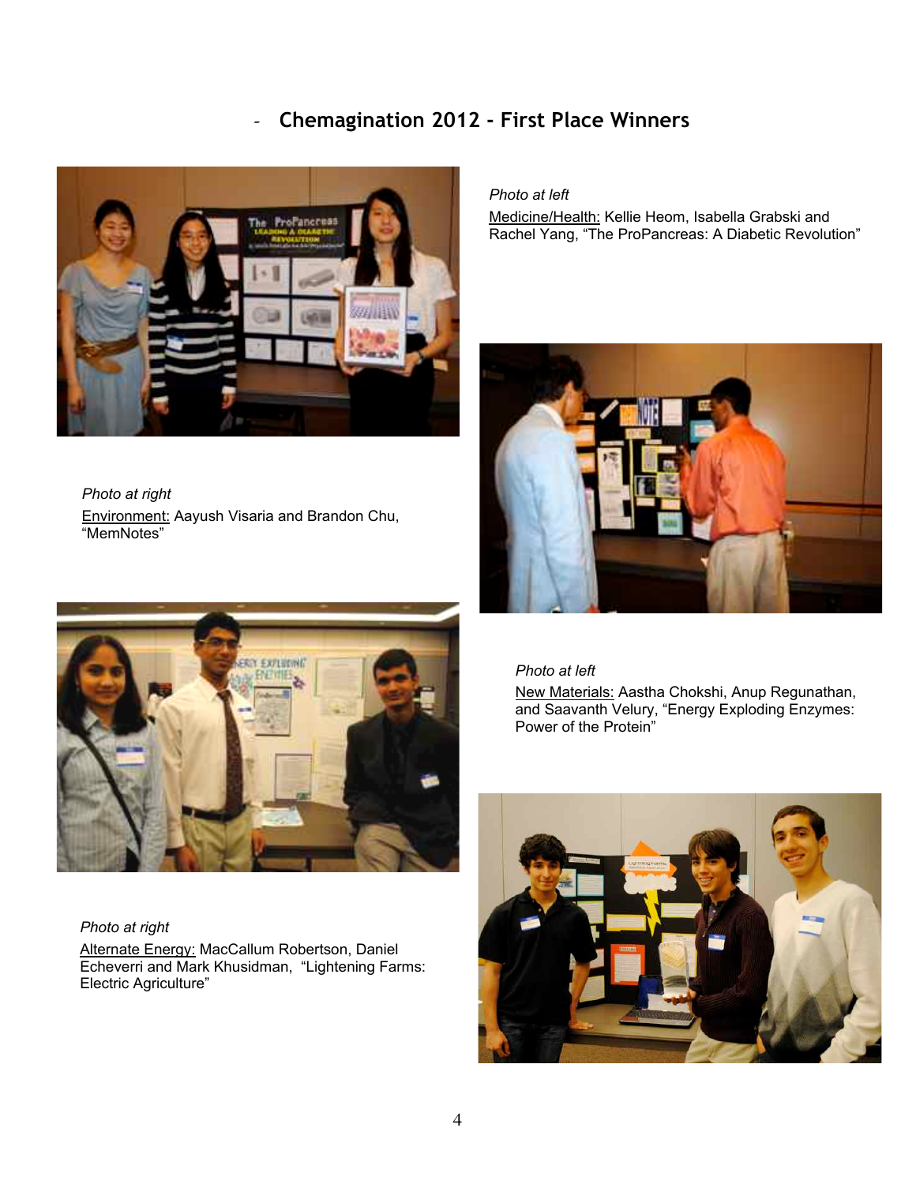## - Chemagination 2012 - First Place Winners

*Photo at left*

Medicine/Health: Kellie Heom, Isabella Grabski and Rachel Yang, "The ProPancreas: A Diabetic Revolution"

*Photo at right*

Environment: Aayush Visaria and Brandon Chu, "MemNotes"

*Photo at left*

New Materials: Aastha Chokshi, Anup Regunathan, and Saavanth Velury, "Energy Exploding Enzymes: Power of the Protein"

*Photo at right*

Alternate Energy: MacCallum Robertson, Daniel Echeverri and Mark Khusidman, "Lightening Farms: Electric Agriculture"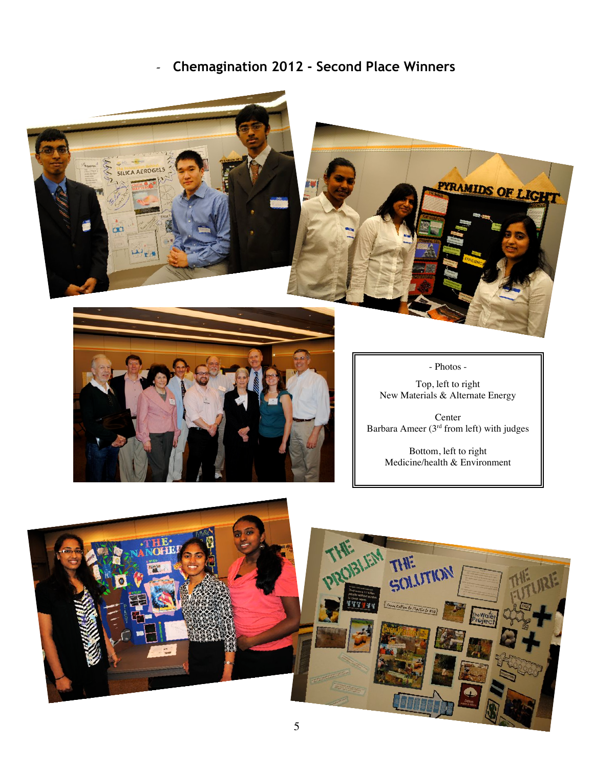## Chemagination 2012 - Second Place Winners

- Photos -

Top, left to right
New Materials & Alternate Energy

Center
Barbara Ameer (3rd from left) with judges

Bottom, left to right
Medicine/health & Environment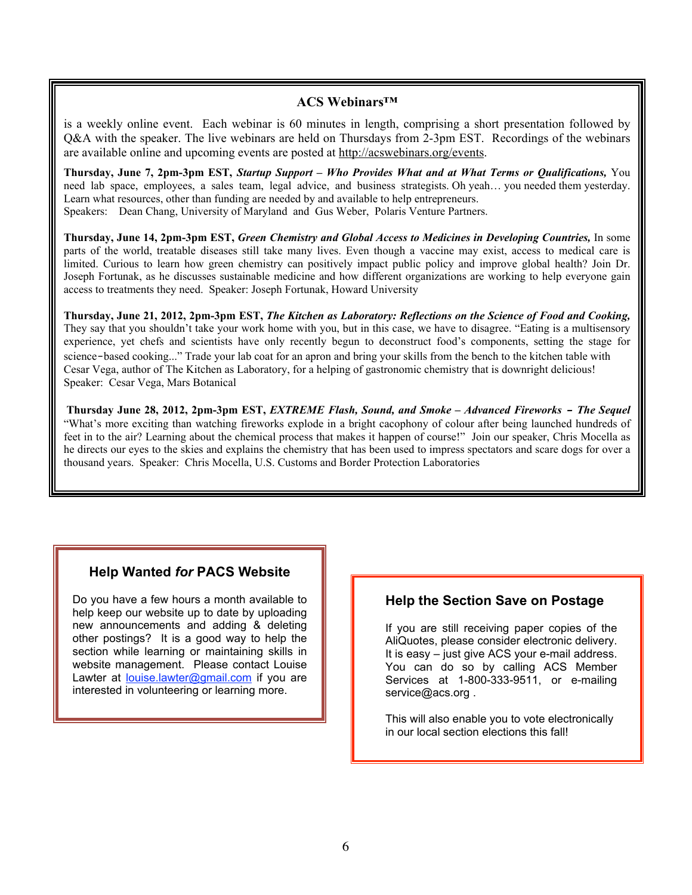## ACS Webinars™

is a weekly online event. Each webinar is 60 minutes in length, comprising a short presentation followed by Q&A with the speaker. The live webinars are held on Thursdays from 2-3pm EST. Recordings of the webinars are available online and upcoming events are posted at http://acswebinars.org/events.

**Thursday, June 7, 2pm-3pm EST,** ***Startup Support – Who Provides What and at What Terms or Qualifications,*** You need lab space, employees, a sales team, legal advice, and business strategists. Oh yeah… you needed them yesterday. Learn what resources, other than funding are needed by and available to help entrepreneurs.
Speakers: Dean Chang, University of Maryland and Gus Weber, Polaris Venture Partners.

**Thursday, June 14, 2pm-3pm EST,** ***Green Chemistry and Global Access to Medicines in Developing Countries,*** In some parts of the world, treatable diseases still take many lives. Even though a vaccine may exist, access to medical care is limited. Curious to learn how green chemistry can positively impact public policy and improve global health? Join Dr. Joseph Fortunak, as he discusses sustainable medicine and how different organizations are working to help everyone gain access to treatments they need. Speaker: Joseph Fortunak, Howard University

**Thursday, June 21, 2012, 2pm-3pm EST,** ***The Kitchen as Laboratory: Reflections on the Science of Food and Cooking,*** They say that you shouldn't take your work home with you, but in this case, we have to disagree. "Eating is a multisensory experience, yet chefs and scientists have only recently begun to deconstruct food's components, setting the stage for science-based cooking..." Trade your lab coat for an apron and bring your skills from the bench to the kitchen table with Cesar Vega, author of The Kitchen as Laboratory, for a helping of gastronomic chemistry that is downright delicious!
Speaker: Cesar Vega, Mars Botanical

**Thursday June 28, 2012, 2pm-3pm EST,** ***EXTREME Flash, Sound, and Smoke – Advanced Fireworks – The Sequel*** "What's more exciting than watching fireworks explode in a bright cacophony of colour after being launched hundreds of feet in to the air? Learning about the chemical process that makes it happen of course!" Join our speaker, Chris Mocella as he directs our eyes to the skies and explains the chemistry that has been used to impress spectators and scare dogs for over a thousand years. Speaker: Chris Mocella, U.S. Customs and Border Protection Laboratories

### Help Wanted *for* PACS Website

Do you have a few hours a month available to help keep our website up to date by uploading new announcements and adding & deleting other postings? It is a good way to help the section while learning or maintaining skills in website management. Please contact Louise Lawter at louise.lawter@gmail.com if you are interested in volunteering or learning more.

### Help the Section Save on Postage

If you are still receiving paper copies of the AliQuotes, please consider electronic delivery. It is easy – just give ACS your e-mail address. You can do so by calling ACS Member Services at 1-800-333-9511, or e-mailing service@acs.org .

This will also enable you to vote electronically in our local section elections this fall!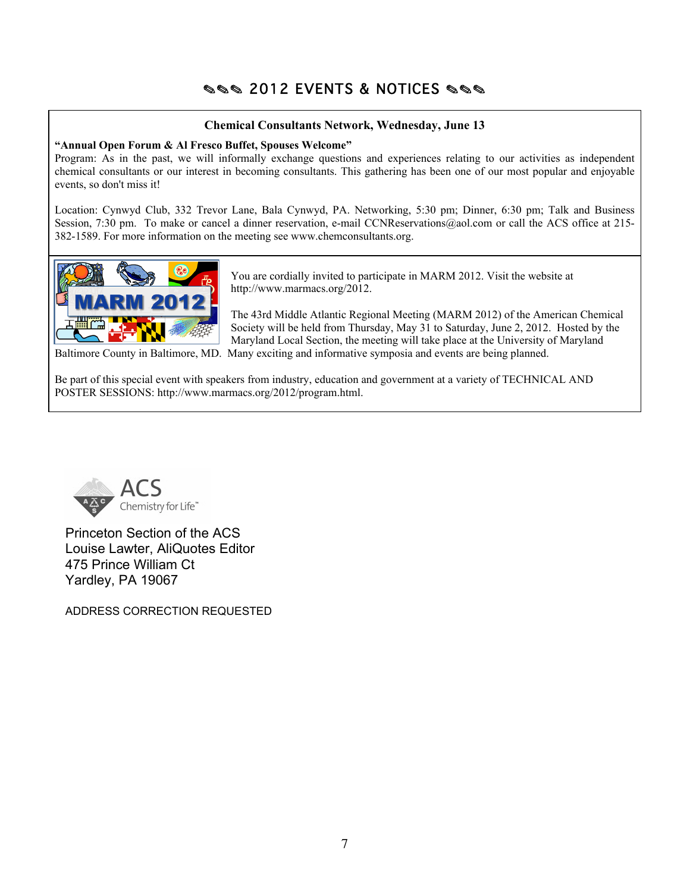## ✎✎✎ 2012 EVENTS & NOTICES ✎✎✎

### Chemical Consultants Network, Wednesday, June 13

**"Annual Open Forum & Al Fresco Buffet, Spouses Welcome"**

Program: As in the past, we will informally exchange questions and experiences relating to our activities as independent chemical consultants or our interest in becoming consultants. This gathering has been one of our most popular and enjoyable events, so don't miss it!

Location: Cynwyd Club, 332 Trevor Lane, Bala Cynwyd, PA. Networking, 5:30 pm; Dinner, 6:30 pm; Talk and Business Session, 7:30 pm. To make or cancel a dinner reservation, e-mail CCNReservations@aol.com or call the ACS office at 215-382-1589. For more information on the meeting see www.chemconsultants.org.

You are cordially invited to participate in MARM 2012. Visit the website at http://www.marmacs.org/2012.

The 43rd Middle Atlantic Regional Meeting (MARM 2012) of the American Chemical Society will be held from Thursday, May 31 to Saturday, June 2, 2012. Hosted by the Maryland Local Section, the meeting will take place at the University of Maryland Baltimore County in Baltimore, MD. Many exciting and informative symposia and events are being planned.

Be part of this special event with speakers from industry, education and government at a variety of TECHNICAL AND POSTER SESSIONS: http://www.marmacs.org/2012/program.html.

ACS Chemistry for Life™

Princeton Section of the ACS
Louise Lawter, AliQuotes Editor
475 Prince William Ct
Yardley, PA 19067

ADDRESS CORRECTION REQUESTED